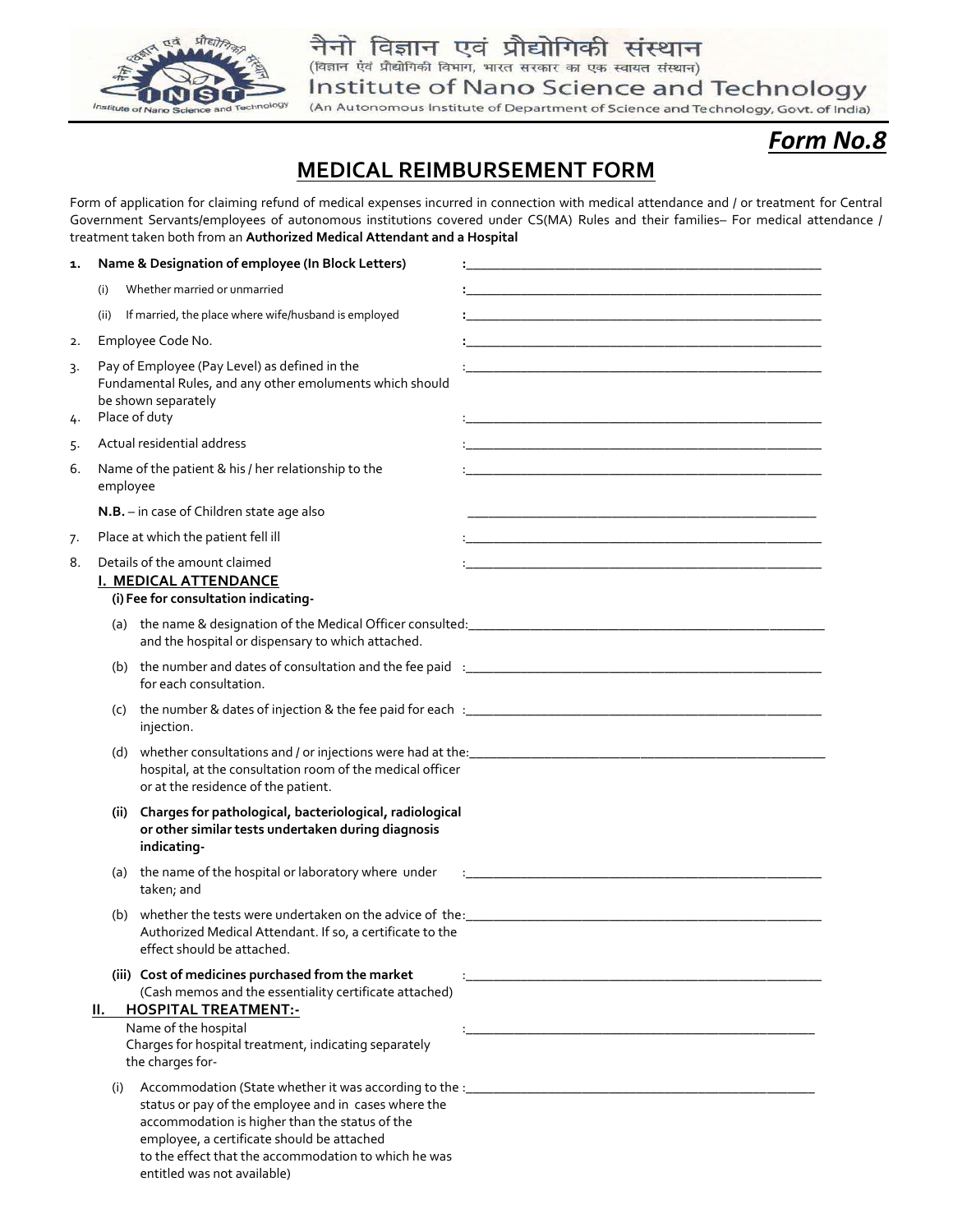नैनो विज्ञान एवं प्रौद्योगिकी संस्थान
(विज्ञान एवं प्रौद्योगिकी विभाग, भारत सरकार का एक स्वायत संस्थान)
Institute of Nano Science and Technology
(An Autonomous Institute of Department of Science and Technology, Govt. of India)

***Form No.8***

## MEDICAL REIMBURSEMENT FORM

Form of application for claiming refund of medical expenses incurred in connection with medical attendance and / or treatment for Central Government Servants/employees of autonomous institutions covered under CS(MA) Rules and their families– For medical attendance / treatment taken both from an **Authorized Medical Attendant and a Hospital**

1. **Name & Designation of employee (In Block Letters)** :______________________________
   - (i) Whether married or unmarried :______________________________
   - (ii) If married, the place where wife/husband is employed :______________________________
2. Employee Code No. :______________________________
3. Pay of Employee (Pay Level) as defined in the Fundamental Rules, and any other emoluments which should be shown separately :______________________________
4. Place of duty :______________________________
5. Actual residential address :______________________________
6. Name of the patient & his / her relationship to the employee :______________________________

   **N.B.** – in case of Children state age also ______________________________
7. Place at which the patient fell ill :______________________________
8. Details of the amount claimed :______________________________

   **I. MEDICAL ATTENDANCE**

   **(i) Fee for consultation indicating-**

   - (a) the name & designation of the Medical Officer consulted: and the hospital or dispensary to which attached. ______________________________
   - (b) the number and dates of consultation and the fee paid for each consultation. :______________________________
   - (c) the number & dates of injection & the fee paid for each injection. :______________________________
   - (d) whether consultations and / or injections were had at the: hospital, at the consultation room of the medical officer or at the residence of the patient. ______________________________

   **(ii) Charges for pathological, bacteriological, radiological or other similar tests undertaken during diagnosis indicating-**

   - (a) the name of the hospital or laboratory where under taken; and :______________________________
   - (b) whether the tests were undertaken on the advice of the: Authorized Medical Attendant. If so, a certificate to the effect should be attached. ______________________________

   **(iii) Cost of medicines purchased from the market** (Cash memos and the essentiality certificate attached) :______________________________

   **II. HOSPITAL TREATMENT:-**

   Name of the hospital :______________________________

   Charges for hospital treatment, indicating separately the charges for-

   - (i) Accommodation (State whether it was according to the status or pay of the employee and in cases where the accommodation is higher than the status of the employee, a certificate should be attached to the effect that the accommodation to which he was entitled was not available) :______________________________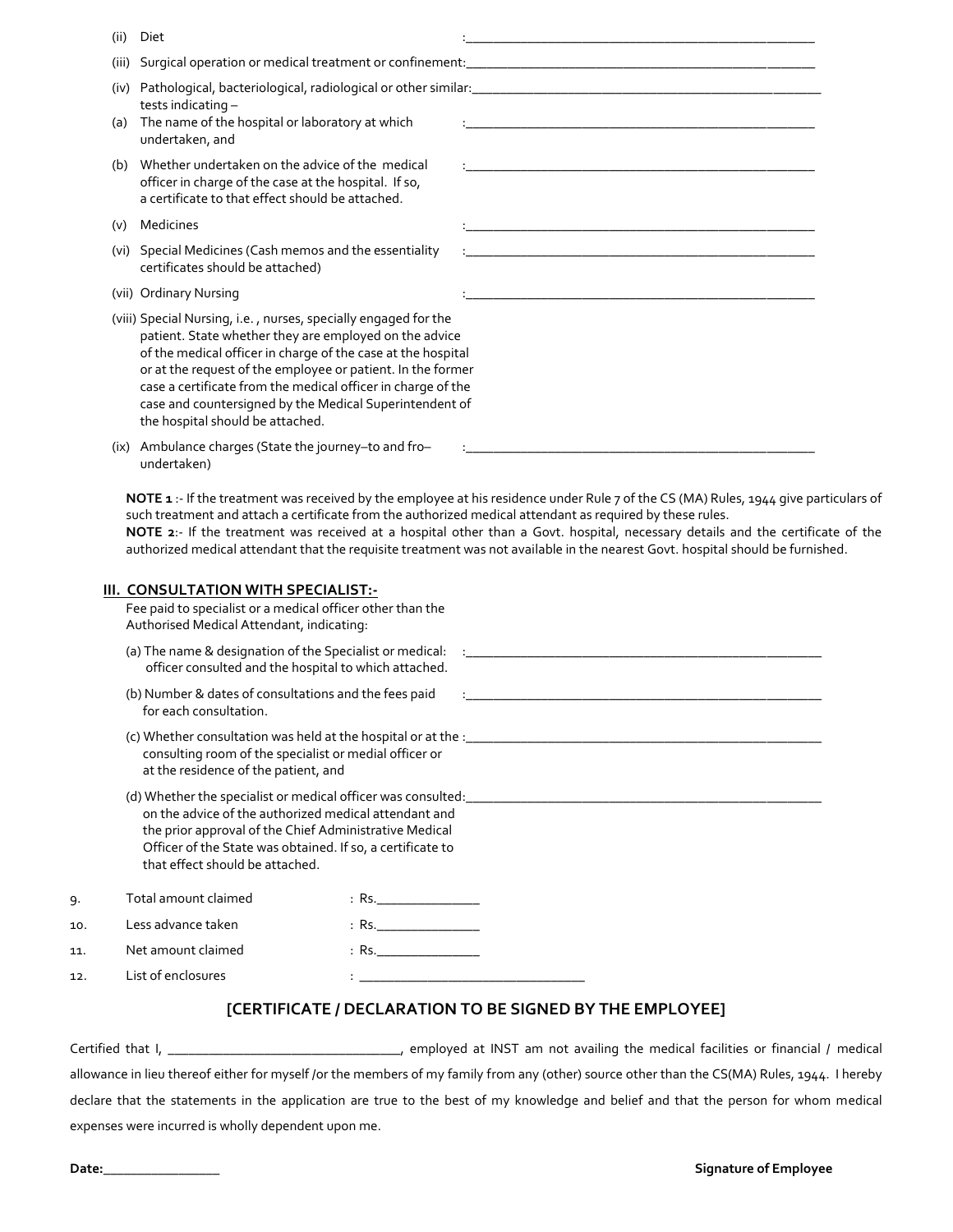(ii) Diet :____________________________________________________

(iii) Surgical operation or medical treatment or confinement:____________________________________________________

(iv) Pathological, bacteriological, radiological or other similar:____________________________________________________
tests indicating –

(a) The name of the hospital or laboratory at which undertaken, and :____________________________________________________

(b) Whether undertaken on the advice of the medical officer in charge of the case at the hospital. If so, a certificate to that effect should be attached. :____________________________________________________

(v) Medicines :____________________________________________________

(vi) Special Medicines (Cash memos and the essentiality certificates should be attached) :____________________________________________________

(vii) Ordinary Nursing :____________________________________________________

(viii) Special Nursing, i.e. , nurses, specially engaged for the patient. State whether they are employed on the advice of the medical officer in charge of the case at the hospital or at the request of the employee or patient. In the former case a certificate from the medical officer in charge of the case and countersigned by the Medical Superintendent of the hospital should be attached.

(ix) Ambulance charges (State the journey–to and fro– undertaken) :____________________________________________________

**NOTE 1** :- If the treatment was received by the employee at his residence under Rule 7 of the CS (MA) Rules, 1944 give particulars of such treatment and attach a certificate from the authorized medical attendant as required by these rules.
**NOTE 2**:- If the treatment was received at a hospital other than a Govt. hospital, necessary details and the certificate of the authorized medical attendant that the requisite treatment was not available in the nearest Govt. hospital should be furnished.

**III. CONSULTATION WITH SPECIALIST:-**

Fee paid to specialist or a medical officer other than the Authorised Medical Attendant, indicating:

(a) The name & designation of the Specialist or medical officer consulted and the hospital to which attached. :____________________________________________________

(b) Number & dates of consultations and the fees paid for each consultation. :____________________________________________________

(c) Whether consultation was held at the hospital or at the consulting room of the specialist or medial officer or at the residence of the patient, and :____________________________________________________

(d) Whether the specialist or medical officer was consulted on the advice of the authorized medical attendant and the prior approval of the Chief Administrative Medical Officer of the State was obtained. If so, a certificate to that effect should be attached. :____________________________________________________

9. Total amount claimed : Rs.______________

10. Less advance taken : Rs.______________

11. Net amount claimed : Rs.______________

12. List of enclosures : ________________________________

## [CERTIFICATE / DECLARATION TO BE SIGNED BY THE EMPLOYEE]

Certified that I, ________________________________, employed at INST am not availing the medical facilities or financial / medical allowance in lieu thereof either for myself /or the members of my family from any (other) source other than the CS(MA) Rules, 1944. I hereby declare that the statements in the application are true to the best of my knowledge and belief and that the person for whom medical expenses were incurred is wholly dependent upon me.

**Date:**________________ **Signature of Employee**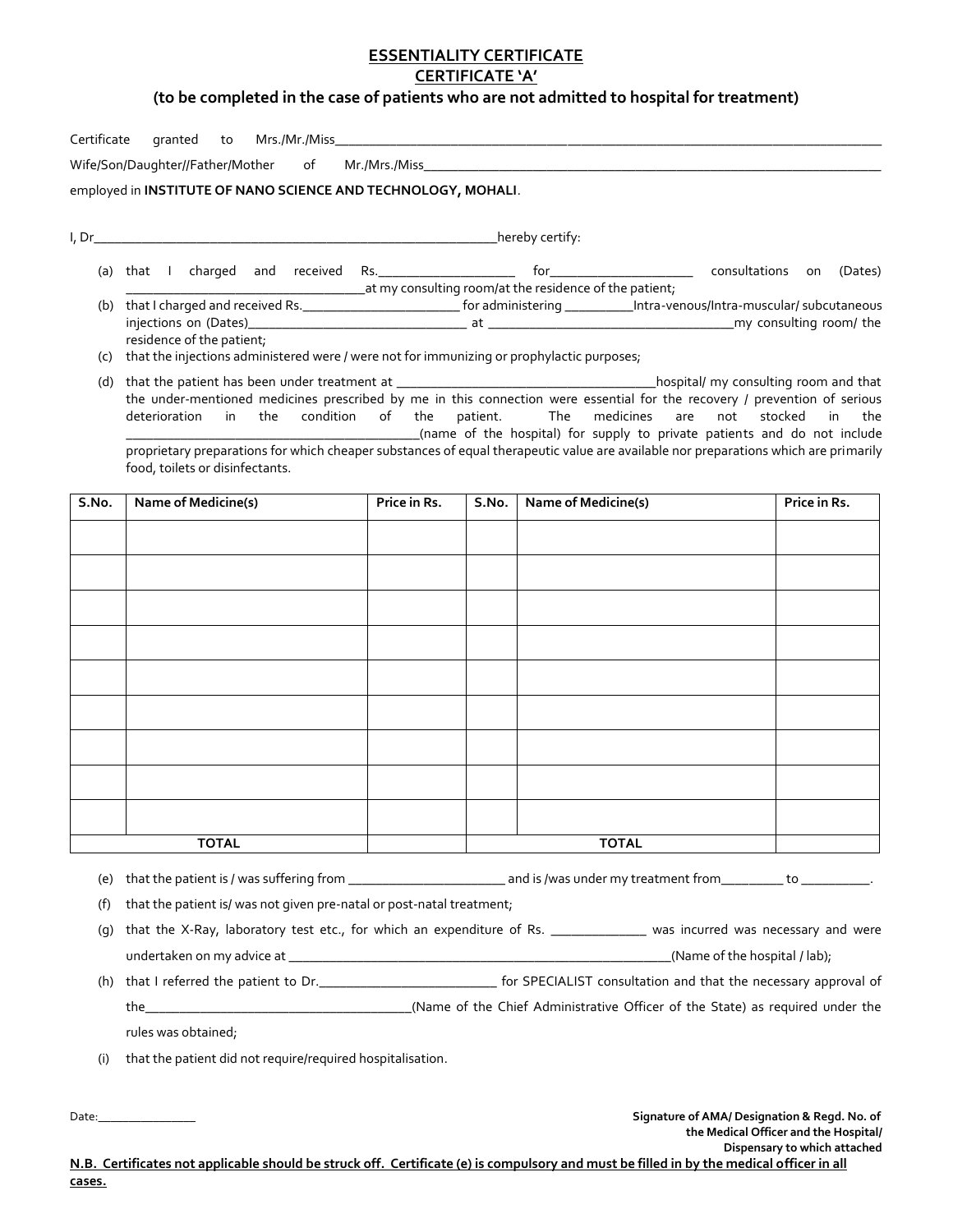## ESSENTIALITY CERTIFICATE

## CERTIFICATE 'A'

### (to be completed in the case of patients who are not admitted to hospital for treatment)

Certificate granted to Mrs./Mr./Miss_______________________________________________

Wife/Son/Daughter//Father/Mother of Mr./Mrs./Miss_______________________________________________

employed in **INSTITUTE OF NANO SCIENCE AND TECHNOLOGY, MOHALI**.

I, Dr_______________________________________________hereby certify:

(a) that I charged and received Rs._______________ for_______________ consultations on (Dates) ___________________________at my consulting room/at the residence of the patient;

(b) that I charged and received Rs._________________ for administering ________Intra-venous/Intra-muscular/ subcutaneous injections on (Dates)_________________________ at ____________________________my consulting room/ the residence of the patient;

(c) that the injections administered were / were not for immunizing or prophylactic purposes;

(d) that the patient has been under treatment at ______________________________hospital/ my consulting room and that the under-mentioned medicines prescribed by me in this connection were essential for the recovery / prevention of serious deterioration in the condition of the patient. The medicines are not stocked in the ______________________________(name of the hospital) for supply to private patients and do not include proprietary preparations for which cheaper substances of equal therapeutic value are available nor preparations which are primarily food, toilets or disinfectants.

| S.No. | Name of Medicine(s) | Price in Rs. | S.No. | Name of Medicine(s) | Price in Rs. |
|---|---|---|---|---|---|
| | | | | | |
| | | | | | |
| | | | | | |
| | | | | | |
| | | | | | |
| | | | | | |
| | | | | | |
| | | | | | |
| | | | | | |
| | **TOTAL** | | | **TOTAL** | |

(e) that the patient is / was suffering from _________________ and is /was under my treatment from________ to _________.

(f) that the patient is/ was not given pre-natal or post-natal treatment;

(g) that the X-Ray, laboratory test etc., for which an expenditure of Rs. ___________ was incurred was necessary and were undertaken on my advice at ______________________________________________(Name of the hospital / lab);

(h) that I referred the patient to Dr.____________________ for SPECIALIST consultation and that the necessary approval of the______________________________(Name of the Chief Administrative Officer of the State) as required under the rules was obtained;

(i) that the patient did not require/required hospitalisation.

Date:____________

**Signature of AMA/ Designation & Regd. No. of the Medical Officer and the Hospital/ Dispensary to which attached**

**N.B. Certificates not applicable should be struck off. Certificate (e) is compulsory and must be filled in by the medical officer in all cases.**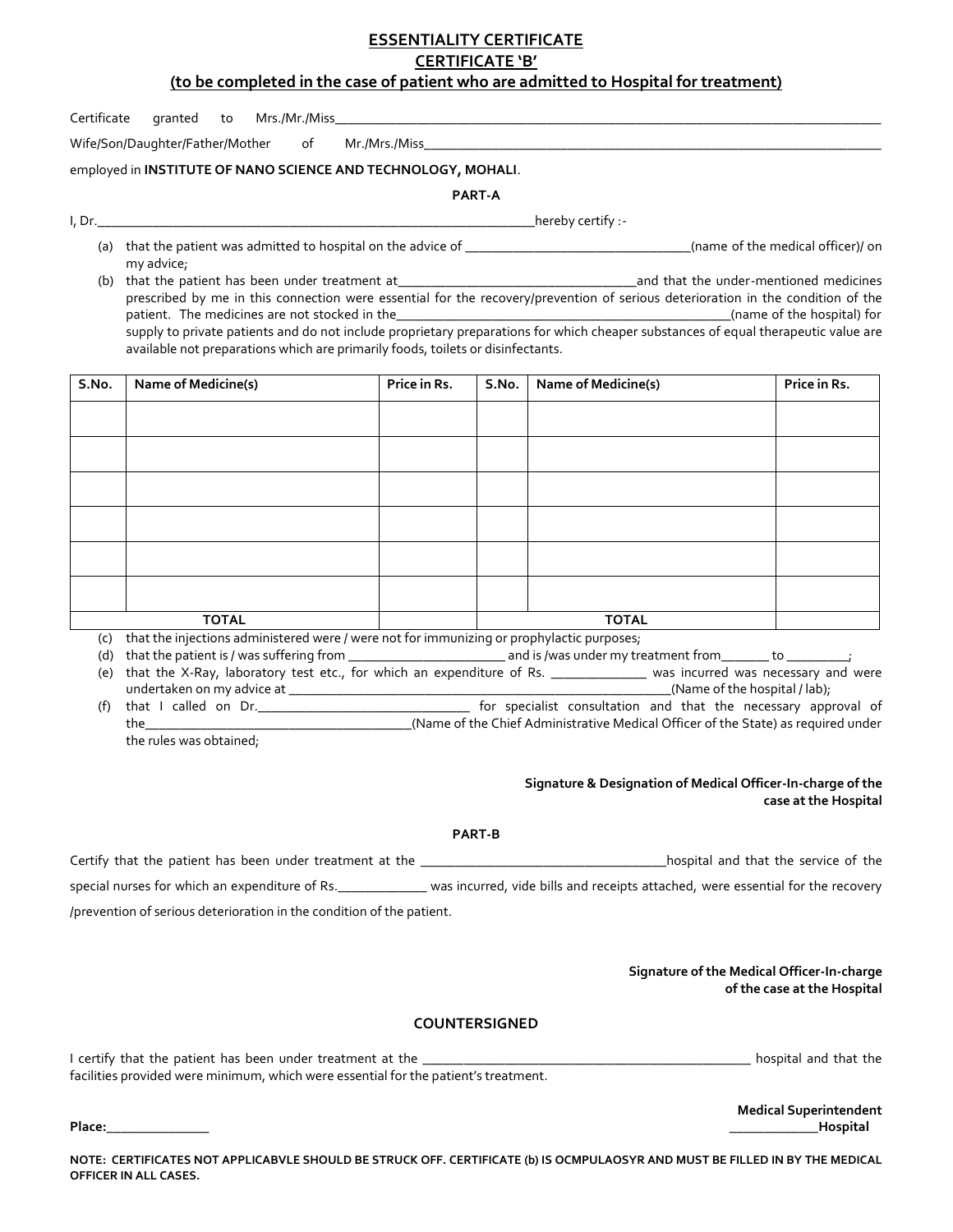# ESSENTIALITY CERTIFICATE

## CERTIFICATE 'B'

### (to be completed in the case of patient who are admitted to Hospital for treatment)

Certificate granted to Mrs./Mr./Miss____________________________________________________________________________

Wife/Son/Daughter/Father/Mother of Mr./Mrs./Miss____________________________________________________________

employed in **INSTITUTE OF NANO SCIENCE AND TECHNOLOGY, MOHALI**.

**PART-A**

I, Dr.______________________________________________________________hereby certify :-

(a) that the patient was admitted to hospital on the advice of ________________________________(name of the medical officer)/ on my advice;

(b) that the patient has been under treatment at__________________________________and that the under-mentioned medicines prescribed by me in this connection were essential for the recovery/prevention of serious deterioration in the condition of the patient. The medicines are not stocked in the_______________________________________________(name of the hospital) for supply to private patients and do not include proprietary preparations for which cheaper substances of equal therapeutic value are available not preparations which are primarily foods, toilets or disinfectants.

| S.No. | Name of Medicine(s) | Price in Rs. | S.No. | Name of Medicine(s) | Price in Rs. |
|---|---|---|---|---|---|
| | | | | | |
| | | | | | |
| | | | | | |
| | | | | | |
| | | | | | |
| | | | | | |
| | **TOTAL** | | | **TOTAL** | |

(c) that the injections administered were / were not for immunizing or prophylactic purposes;

(d) that the patient is / was suffering from ______________________ and is /was under my treatment from_______ to _________;

(e) that the X-Ray, laboratory test etc., for which an expenditure of Rs. ______________ was incurred was necessary and were undertaken on my advice at __________________________________________________________(Name of the hospital / lab);

(f) that I called on Dr._______________________________ for specialist consultation and that the necessary approval of the_______________________________________(Name of the Chief Administrative Medical Officer of the State) as required under the rules was obtained;

**Signature & Designation of Medical Officer-In-charge of the case at the Hospital**

**PART-B**

Certify that the patient has been under treatment at the ___________________________________hospital and that the service of the special nurses for which an expenditure of Rs._____________ was incurred, vide bills and receipts attached, were essential for the recovery /prevention of serious deterioration in the condition of the patient.

**Signature of the Medical Officer-In-charge of the case at the Hospital**

**COUNTERSIGNED**

I certify that the patient has been under treatment at the _______________________________________________ hospital and that the facilities provided were minimum, which were essential for the patient's treatment.

**Medical Superintendent**

**Place:_______________** **_____________Hospital**

**NOTE: CERTIFICATES NOT APPLICABVLE SHOULD BE STRUCK OFF. CERTIFICATE (b) IS OCMPULAOSYR AND MUST BE FILLED IN BY THE MEDICAL OFFICER IN ALL CASES.**